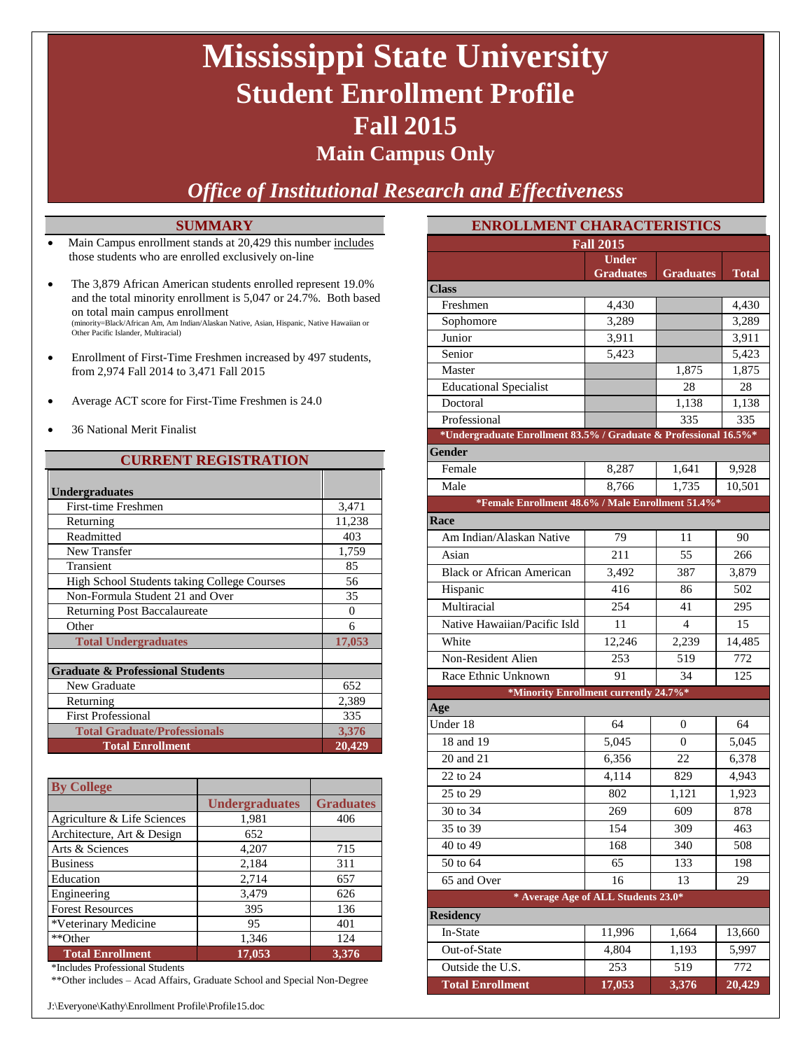# Mississippi State University

## Student Enrollment Profile

## Fall 2015

### Main Campus Only

*Office of Institutional Research and Effectiveness*

## SUMMARY

- Main Campus enrollment stands at 20,429 this number includes those students who are enrolled exclusively on-line
- The 3,879 African American students enrolled represent 19.0% and the total minority enrollment is 5,047 or 24.7%. Both based on total main campus enrollment (minority=Black/African Am, Am Indian/Alaskan Native, Asian, Hispanic, Native Hawaiian or Other Pacific Islander, Multiracial)
- Enrollment of First-Time Freshmen increased by 497 students, from 2,974 Fall 2014 to 3,471 Fall 2015
- Average ACT score for First-Time Freshmen is 24.0
- 36 National Merit Finalist

## CURRENT REGISTRATION

| | |
|---|---|
| **Undergraduates** | |
| First-time Freshmen | 3,471 |
| Returning | 11,238 |
| Readmitted | 403 |
| New Transfer | 1,759 |
| Transient | 85 |
| High School Students taking College Courses | 56 |
| Non-Formula Student 21 and Over | 35 |
| Returning Post Baccalaureate | 0 |
| Other | 6 |
| **Total Undergraduates** | **17,053** |
| | |
| **Graduate & Professional Students** | |
| New Graduate | 652 |
| Returning | 2,389 |
| First Professional | 335 |
| **Total Graduate/Professionals** | **3,376** |
| **Total Enrollment** | **20,429** |

| By College | Undergraduates | Graduates |
|---|---|---|
| Agriculture & Life Sciences | 1,981 | 406 |
| Architecture, Art & Design | 652 | |
| Arts & Sciences | 4,207 | 715 |
| Business | 2,184 | 311 |
| Education | 2,714 | 657 |
| Engineering | 3,479 | 626 |
| Forest Resources | 395 | 136 |
| *Veterinary Medicine | 95 | 401 |
| **Other | 1,346 | 124 |
| **Total Enrollment** | **17,053** | **3,376** |

*Includes Professional Students

**Other includes – Acad Affairs, Graduate School and Special Non-Degree

## ENROLLMENT CHARACTERISTICS

| Fall 2015 | Under Graduates | Graduates | Total |
|---|---|---|---|
| **Class** | | | |
| Freshmen | 4,430 | | 4,430 |
| Sophomore | 3,289 | | 3,289 |
| Junior | 3,911 | | 3,911 |
| Senior | 5,423 | | 5,423 |
| Master | | 1,875 | 1,875 |
| Educational Specialist | | 28 | 28 |
| Doctoral | | 1,138 | 1,138 |
| Professional | | 335 | 335 |
| *Undergraduate Enrollment 83.5% / Graduate & Professional 16.5%* | | | |
| **Gender** | | | |
| Female | 8,287 | 1,641 | 9,928 |
| Male | 8,766 | 1,735 | 10,501 |
| *Female Enrollment 48.6% / Male Enrollment 51.4%* | | | |
| **Race** | | | |
| Am Indian/Alaskan Native | 79 | 11 | 90 |
| Asian | 211 | 55 | 266 |
| Black or African American | 3,492 | 387 | 3,879 |
| Hispanic | 416 | 86 | 502 |
| Multiracial | 254 | 41 | 295 |
| Native Hawaiian/Pacific Isld | 11 | 4 | 15 |
| White | 12,246 | 2,239 | 14,485 |
| Non-Resident Alien | 253 | 519 | 772 |
| Race Ethnic Unknown | 91 | 34 | 125 |
| *Minority Enrollment currently 24.7%* | | | |
| **Age** | | | |
| Under 18 | 64 | 0 | 64 |
| 18 and 19 | 5,045 | 0 | 5,045 |
| 20 and 21 | 6,356 | 22 | 6,378 |
| 22 to 24 | 4,114 | 829 | 4,943 |
| 25 to 29 | 802 | 1,121 | 1,923 |
| 30 to 34 | 269 | 609 | 878 |
| 35 to 39 | 154 | 309 | 463 |
| 40 to 49 | 168 | 340 | 508 |
| 50 to 64 | 65 | 133 | 198 |
| 65 and Over | 16 | 13 | 29 |
| * Average Age of ALL Students 23.0* | | | |
| **Residency** | | | |
| In-State | 11,996 | 1,664 | 13,660 |
| Out-of-State | 4,804 | 1,193 | 5,997 |
| Outside the U.S. | 253 | 519 | 772 |
| **Total Enrollment** | **17,053** | **3,376** | **20,429** |

J:\Everyone\Kathy\Enrollment Profile\Profile15.doc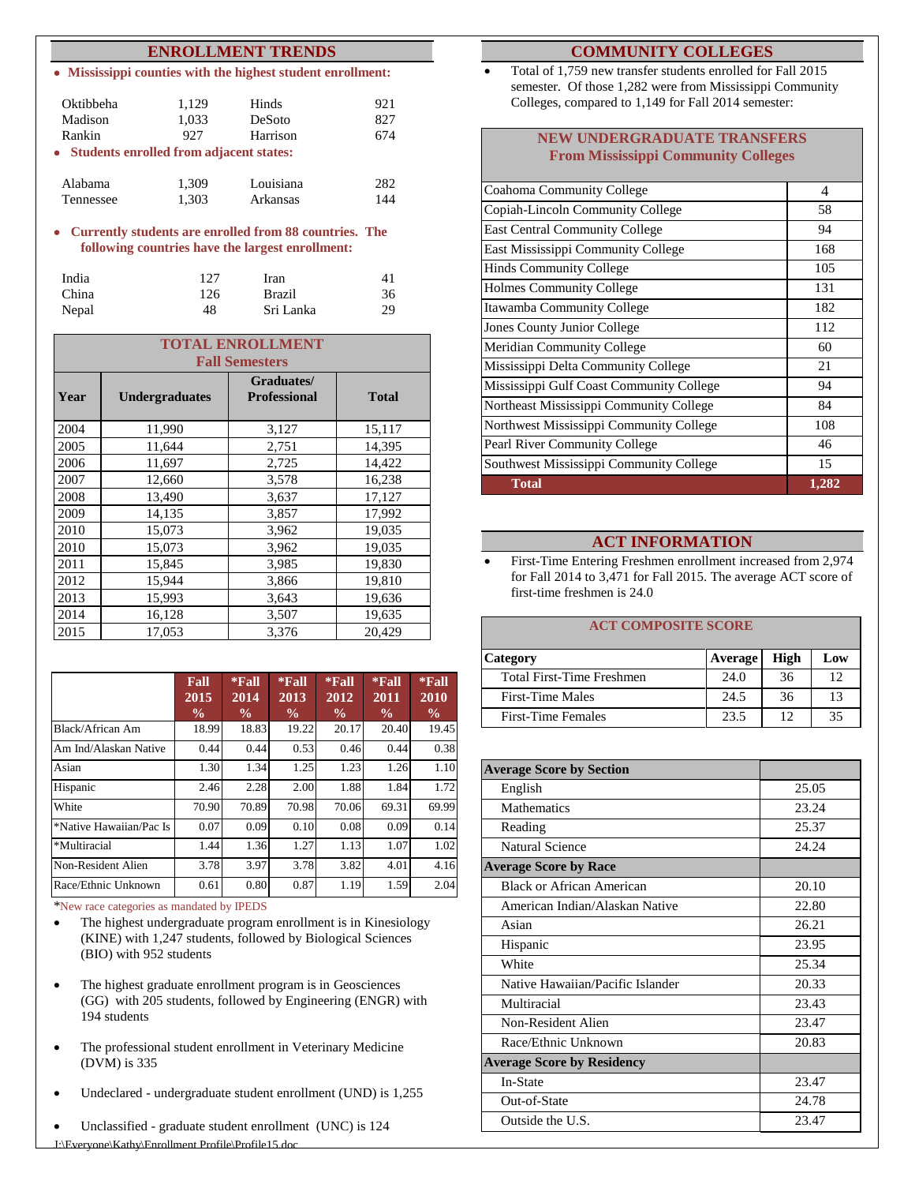## ENROLLMENT TRENDS

- **Mississippi counties with the highest student enrollment:**

| | | | |
|---|---|---|---|
| Oktibbeha | 1,129 | Hinds | 921 |
| Madison | 1,033 | DeSoto | 827 |
| Rankin | 927 | Harrison | 674 |

- **Students enrolled from adjacent states:**

| | | | |
|---|---|---|---|
| Alabama | 1,309 | Louisiana | 282 |
| Tennessee | 1,303 | Arkansas | 144 |

- **Currently students are enrolled from 88 countries. The following countries have the largest enrollment:**

| | | | |
|---|---|---|---|
| India | 127 | Iran | 41 |
| China | 126 | Brazil | 36 |
| Nepal | 48 | Sri Lanka | 29 |

**TOTAL ENROLLMENT**
**Fall Semesters**

| Year | Undergraduates | Graduates/ Professional | Total |
|---|---|---|---|
| 2004 | 11,990 | 3,127 | 15,117 |
| 2005 | 11,644 | 2,751 | 14,395 |
| 2006 | 11,697 | 2,725 | 14,422 |
| 2007 | 12,660 | 3,578 | 16,238 |
| 2008 | 13,490 | 3,637 | 17,127 |
| 2009 | 14,135 | 3,857 | 17,992 |
| 2010 | 15,073 | 3,962 | 19,035 |
| 2010 | 15,073 | 3,962 | 19,035 |
| 2011 | 15,845 | 3,985 | 19,830 |
| 2012 | 15,944 | 3,866 | 19,810 |
| 2013 | 15,993 | 3,643 | 19,636 |
| 2014 | 16,128 | 3,507 | 19,635 |
| 2015 | 17,053 | 3,376 | 20,429 |

| | Fall 2015 % | *Fall 2014 % | *Fall 2013 % | *Fall 2012 % | *Fall 2011 % | *Fall 2010 % |
|---|---|---|---|---|---|---|
| Black/African Am | 18.99 | 18.83 | 19.22 | 20.17 | 20.40 | 19.45 |
| Am Ind/Alaskan Native | 0.44 | 0.44 | 0.53 | 0.46 | 0.44 | 0.38 |
| Asian | 1.30 | 1.34 | 1.25 | 1.23 | 1.26 | 1.10 |
| Hispanic | 2.46 | 2.28 | 2.00 | 1.88 | 1.84 | 1.72 |
| White | 70.90 | 70.89 | 70.98 | 70.06 | 69.31 | 69.99 |
| *Native Hawaiian/Pac Is | 0.07 | 0.09 | 0.10 | 0.08 | 0.09 | 0.14 |
| *Multiracial | 1.44 | 1.36 | 1.27 | 1.13 | 1.07 | 1.02 |
| Non-Resident Alien | 3.78 | 3.97 | 3.78 | 3.82 | 4.01 | 4.16 |
| Race/Ethnic Unknown | 0.61 | 0.80 | 0.87 | 1.19 | 1.59 | 2.04 |

*New race categories as mandated by IPEDS

- The highest undergraduate program enrollment is in Kinesiology (KINE) with 1,247 students, followed by Biological Sciences (BIO) with 952 students
- The highest graduate enrollment program is in Geosciences (GG) with 205 students, followed by Engineering (ENGR) with 194 students
- The professional student enrollment in Veterinary Medicine (DVM) is 335
- Undeclared - undergraduate student enrollment (UND) is 1,255
- Unclassified - graduate student enrollment (UNC) is 124

## COMMUNITY COLLEGES

- Total of 1,759 new transfer students enrolled for Fall 2015 semester. Of those 1,282 were from Mississippi Community Colleges, compared to 1,149 for Fall 2014 semester:

**NEW UNDERGRADUATE TRANSFERS**
**From Mississippi Community Colleges**

| | |
|---|---|
| Coahoma Community College | 4 |
| Copiah-Lincoln Community College | 58 |
| East Central Community College | 94 |
| East Mississippi Community College | 168 |
| Hinds Community College | 105 |
| Holmes Community College | 131 |
| Itawamba Community College | 182 |
| Jones County Junior College | 112 |
| Meridian Community College | 60 |
| Mississippi Delta Community College | 21 |
| Mississippi Gulf Coast Community College | 94 |
| Northeast Mississippi Community College | 84 |
| Northwest Mississippi Community College | 108 |
| Pearl River Community College | 46 |
| Southwest Mississippi Community College | 15 |
| **Total** | **1,282** |

## ACT INFORMATION

- First-Time Entering Freshmen enrollment increased from 2,974 for Fall 2014 to 3,471 for Fall 2015. The average ACT score of first-time freshmen is 24.0

**ACT COMPOSITE SCORE**

| Category | Average | High | Low |
|---|---|---|---|
| Total First-Time Freshmen | 24.0 | 36 | 12 |
| First-Time Males | 24.5 | 36 | 13 |
| First-Time Females | 23.5 | 12 | 35 |

| | |
|---|---|
| **Average Score by Section** | |
| English | 25.05 |
| Mathematics | 23.24 |
| Reading | 25.37 |
| Natural Science | 24.24 |
| **Average Score by Race** | |
| Black or African American | 20.10 |
| American Indian/Alaskan Native | 22.80 |
| Asian | 26.21 |
| Hispanic | 23.95 |
| White | 25.34 |
| Native Hawaiian/Pacific Islander | 20.33 |
| Multiracial | 23.43 |
| Non-Resident Alien | 23.47 |
| Race/Ethnic Unknown | 20.83 |
| **Average Score by Residency** | |
| In-State | 23.47 |
| Out-of-State | 24.78 |
| Outside the U.S. | 23.47 |

J:\Everyone\Kathy\Enrollment Profile\Profile15.doc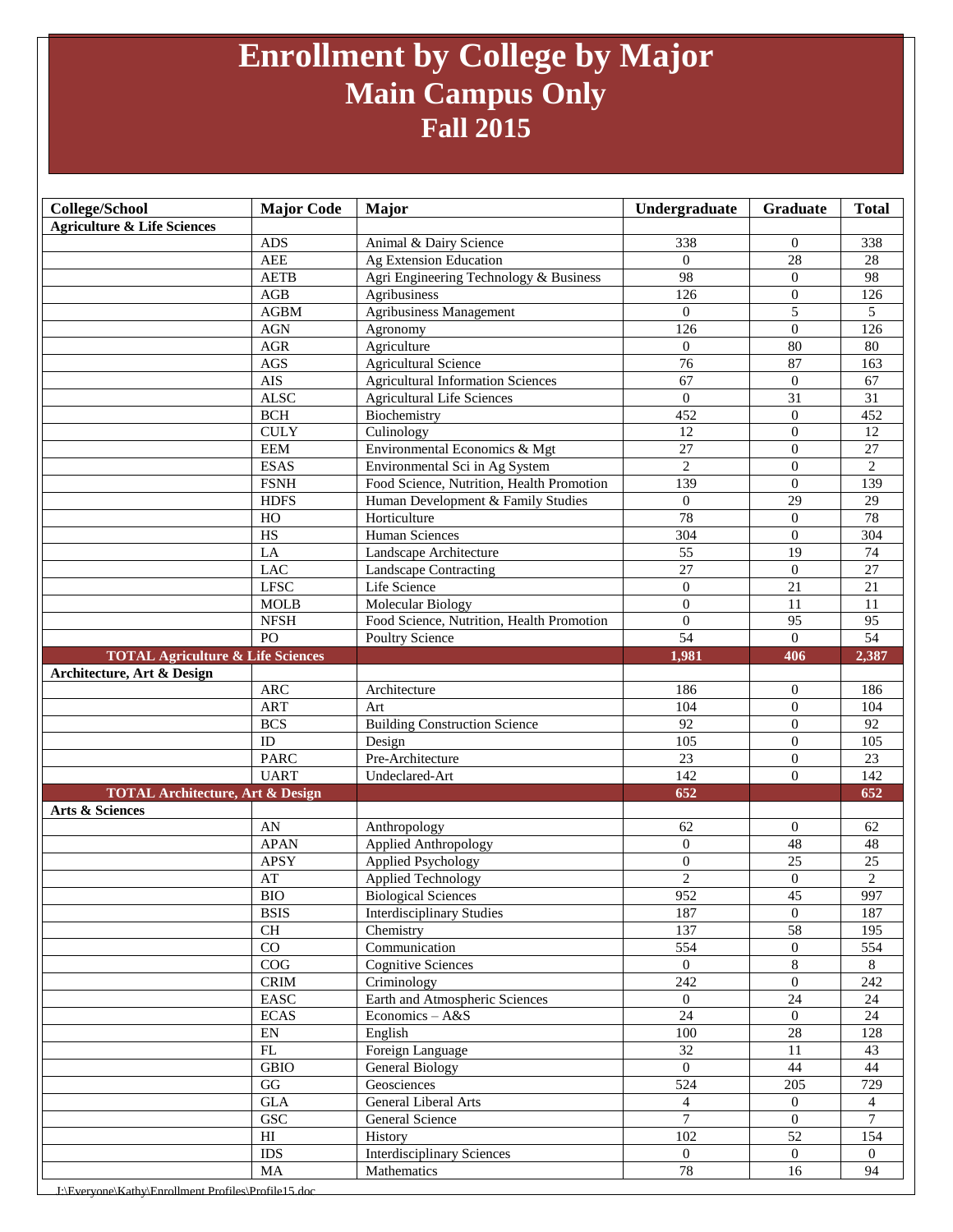# Enrollment by College by Major

## Main Campus Only

## Fall 2015

| College/School | Major Code | Major | Undergraduate | Graduate | Total |
|---|---|---|---|---|---|
| **Agriculture & Life Sciences** | | | | | |
| | ADS | Animal & Dairy Science | 338 | 0 | 338 |
| | AEE | Ag Extension Education | 0 | 28 | 28 |
| | AETB | Agri Engineering Technology & Business | 98 | 0 | 98 |
| | AGB | Agribusiness | 126 | 0 | 126 |
| | AGBM | Agribusiness Management | 0 | 5 | 5 |
| | AGN | Agronomy | 126 | 0 | 126 |
| | AGR | Agriculture | 0 | 80 | 80 |
| | AGS | Agricultural Science | 76 | 87 | 163 |
| | AIS | Agricultural Information Sciences | 67 | 0 | 67 |
| | ALSC | Agricultural Life Sciences | 0 | 31 | 31 |
| | BCH | Biochemistry | 452 | 0 | 452 |
| | CULY | Culinology | 12 | 0 | 12 |
| | EEM | Environmental Economics & Mgt | 27 | 0 | 27 |
| | ESAS | Environmental Sci in Ag System | 2 | 0 | 2 |
| | FSNH | Food Science, Nutrition, Health Promotion | 139 | 0 | 139 |
| | HDFS | Human Development & Family Studies | 0 | 29 | 29 |
| | HO | Horticulture | 78 | 0 | 78 |
| | HS | Human Sciences | 304 | 0 | 304 |
| | LA | Landscape Architecture | 55 | 19 | 74 |
| | LAC | Landscape Contracting | 27 | 0 | 27 |
| | LFSC | Life Science | 0 | 21 | 21 |
| | MOLB | Molecular Biology | 0 | 11 | 11 |
| | NFSH | Food Science, Nutrition, Health Promotion | 0 | 95 | 95 |
| | PO | Poultry Science | 54 | 0 | 54 |
| **TOTAL Agriculture & Life Sciences** | | | **1,981** | **406** | **2,387** |
| **Architecture, Art & Design** | | | | | |
| | ARC | Architecture | 186 | 0 | 186 |
| | ART | Art | 104 | 0 | 104 |
| | BCS | Building Construction Science | 92 | 0 | 92 |
| | ID | Design | 105 | 0 | 105 |
| | PARC | Pre-Architecture | 23 | 0 | 23 |
| | UART | Undeclared-Art | 142 | 0 | 142 |
| **TOTAL Architecture, Art & Design** | | | **652** | | **652** |
| **Arts & Sciences** | | | | | |
| | AN | Anthropology | 62 | 0 | 62 |
| | APAN | Applied Anthropology | 0 | 48 | 48 |
| | APSY | Applied Psychology | 0 | 25 | 25 |
| | AT | Applied Technology | 2 | 0 | 2 |
| | BIO | Biological Sciences | 952 | 45 | 997 |
| | BSIS | Interdisciplinary Studies | 187 | 0 | 187 |
| | CH | Chemistry | 137 | 58 | 195 |
| | CO | Communication | 554 | 0 | 554 |
| | COG | Cognitive Sciences | 0 | 8 | 8 |
| | CRIM | Criminology | 242 | 0 | 242 |
| | EASC | Earth and Atmospheric Sciences | 0 | 24 | 24 |
| | ECAS | Economics – A&S | 24 | 0 | 24 |
| | EN | English | 100 | 28 | 128 |
| | FL | Foreign Language | 32 | 11 | 43 |
| | GBIO | General Biology | 0 | 44 | 44 |
| | GG | Geosciences | 524 | 205 | 729 |
| | GLA | General Liberal Arts | 4 | 0 | 4 |
| | GSC | General Science | 7 | 0 | 7 |
| | HI | History | 102 | 52 | 154 |
| | IDS | Interdisciplinary Sciences | 0 | 0 | 0 |
| | MA | Mathematics | 78 | 16 | 94 |

J:\Everyone\Kathy\Enrollment Profiles\Profile15.doc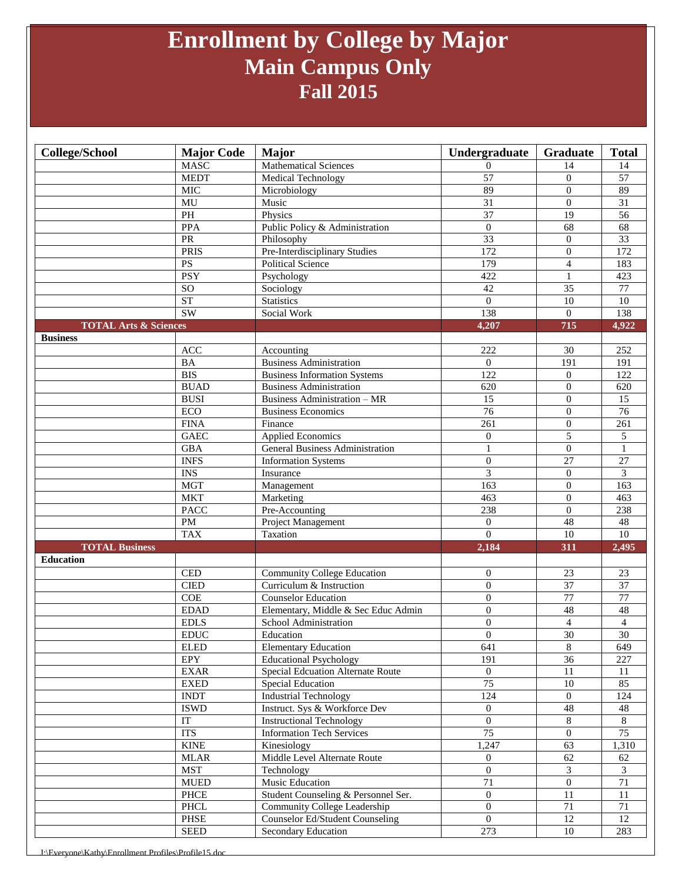# Enrollment by College by Major
## Main Campus Only
## Fall 2015

| College/School | Major Code | Major | Undergraduate | Graduate | Total |
|---|---|---|---|---|---|
| | MASC | Mathematical Sciences | 0 | 14 | 14 |
| | MEDT | Medical Technology | 57 | 0 | 57 |
| | MIC | Microbiology | 89 | 0 | 89 |
| | MU | Music | 31 | 0 | 31 |
| | PH | Physics | 37 | 19 | 56 |
| | PPA | Public Policy & Administration | 0 | 68 | 68 |
| | PR | Philosophy | 33 | 0 | 33 |
| | PRIS | Pre-Interdisciplinary Studies | 172 | 0 | 172 |
| | PS | Political Science | 179 | 4 | 183 |
| | PSY | Psychology | 422 | 1 | 423 |
| | SO | Sociology | 42 | 35 | 77 |
| | ST | Statistics | 0 | 10 | 10 |
| | SW | Social Work | 138 | 0 | 138 |
| **TOTAL Arts & Sciences** | | | **4,207** | **715** | **4,922** |
| **Business** | | | | | |
| | ACC | Accounting | 222 | 30 | 252 |
| | BA | Business Administration | 0 | 191 | 191 |
| | BIS | Business Information Systems | 122 | 0 | 122 |
| | BUAD | Business Administration | 620 | 0 | 620 |
| | BUSI | Business Administration – MR | 15 | 0 | 15 |
| | ECO | Business Economics | 76 | 0 | 76 |
| | FINA | Finance | 261 | 0 | 261 |
| | GAEC | Applied Economics | 0 | 5 | 5 |
| | GBA | General Business Administration | 1 | 0 | 1 |
| | INFS | Information Systems | 0 | 27 | 27 |
| | INS | Insurance | 3 | 0 | 3 |
| | MGT | Management | 163 | 0 | 163 |
| | MKT | Marketing | 463 | 0 | 463 |
| | PACC | Pre-Accounting | 238 | 0 | 238 |
| | PM | Project Management | 0 | 48 | 48 |
| | TAX | Taxation | 0 | 10 | 10 |
| **TOTAL Business** | | | **2,184** | **311** | **2,495** |
| **Education** | | | | | |
| | CED | Community College Education | 0 | 23 | 23 |
| | CIED | Curriculum & Instruction | 0 | 37 | 37 |
| | COE | Counselor Education | 0 | 77 | 77 |
| | EDAD | Elementary, Middle & Sec Educ Admin | 0 | 48 | 48 |
| | EDLS | School Administration | 0 | 4 | 4 |
| | EDUC | Education | 0 | 30 | 30 |
| | ELED | Elementary Education | 641 | 8 | 649 |
| | EPY | Educational Psychology | 191 | 36 | 227 |
| | EXAR | Special Edcuation Alternate Route | 0 | 11 | 11 |
| | EXED | Special Education | 75 | 10 | 85 |
| | INDT | Industrial Technology | 124 | 0 | 124 |
| | ISWD | Instruct. Sys & Workforce Dev | 0 | 48 | 48 |
| | IT | Instructional Technology | 0 | 8 | 8 |
| | ITS | Information Tech Services | 75 | 0 | 75 |
| | KINE | Kinesiology | 1,247 | 63 | 1,310 |
| | MLAR | Middle Level Alternate Route | 0 | 62 | 62 |
| | MST | Technology | 0 | 3 | 3 |
| | MUED | Music Education | 71 | 0 | 71 |
| | PHCE | Student Counseling & Personnel Ser. | 0 | 11 | 11 |
| | PHCL | Community College Leadership | 0 | 71 | 71 |
| | PHSE | Counselor Ed/Student Counseling | 0 | 12 | 12 |
| | SEED | Secondary Education | 273 | 10 | 283 |

J:\Everyone\Kathy\Enrollment Profiles\Profile15.doc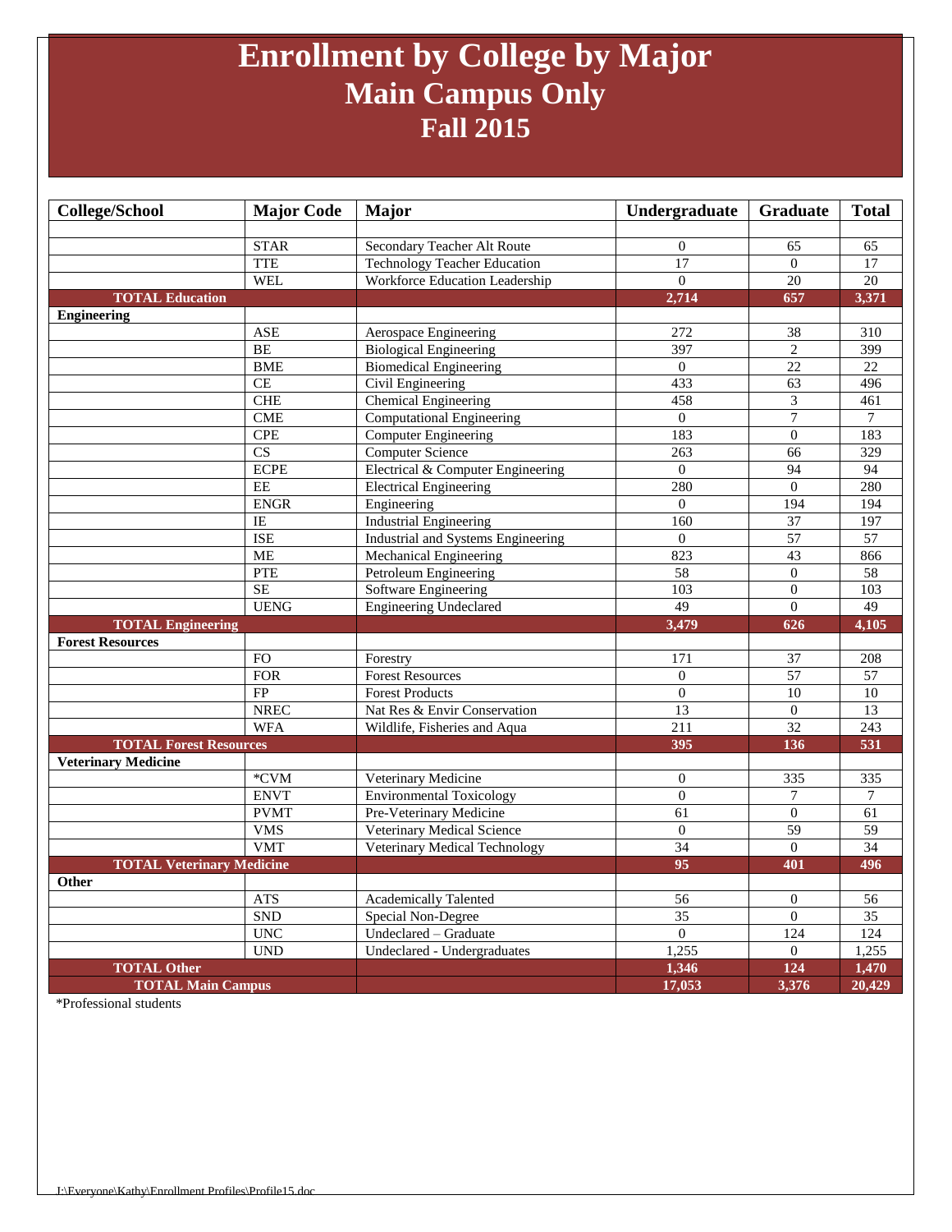# Enrollment by College by Major
## Main Campus Only
## Fall 2015

| College/School | Major Code | Major | Undergraduate | Graduate | Total |
|---|---|---|---|---|---|
| | | | | | |
| | STAR | Secondary Teacher Alt Route | 0 | 65 | 65 |
| | TTE | Technology Teacher Education | 17 | 0 | 17 |
| | WEL | Workforce Education Leadership | 0 | 20 | 20 |
| **TOTAL Education** | | | **2,714** | **657** | **3,371** |
| **Engineering** | | | | | |
| | ASE | Aerospace Engineering | 272 | 38 | 310 |
| | BE | Biological Engineering | 397 | 2 | 399 |
| | BME | Biomedical Engineering | 0 | 22 | 22 |
| | CE | Civil Engineering | 433 | 63 | 496 |
| | CHE | Chemical Engineering | 458 | 3 | 461 |
| | CME | Computational Engineering | 0 | 7 | 7 |
| | CPE | Computer Engineering | 183 | 0 | 183 |
| | CS | Computer Science | 263 | 66 | 329 |
| | ECPE | Electrical & Computer Engineering | 0 | 94 | 94 |
| | EE | Electrical Engineering | 280 | 0 | 280 |
| | ENGR | Engineering | 0 | 194 | 194 |
| | IE | Industrial Engineering | 160 | 37 | 197 |
| | ISE | Industrial and Systems Engineering | 0 | 57 | 57 |
| | ME | Mechanical Engineering | 823 | 43 | 866 |
| | PTE | Petroleum Engineering | 58 | 0 | 58 |
| | SE | Software Engineering | 103 | 0 | 103 |
| | UENG | Engineering Undeclared | 49 | 0 | 49 |
| **TOTAL Engineering** | | | **3,479** | **626** | **4,105** |
| **Forest Resources** | | | | | |
| | FO | Forestry | 171 | 37 | 208 |
| | FOR | Forest Resources | 0 | 57 | 57 |
| | FP | Forest Products | 0 | 10 | 10 |
| | NREC | Nat Res & Envir Conservation | 13 | 0 | 13 |
| | WFA | Wildlife, Fisheries and Aqua | 211 | 32 | 243 |
| **TOTAL Forest Resources** | | | **395** | **136** | **531** |
| **Veterinary Medicine** | | | | | |
| | *CVM | Veterinary Medicine | 0 | 335 | 335 |
| | ENVT | Environmental Toxicology | 0 | 7 | 7 |
| | PVMT | Pre-Veterinary Medicine | 61 | 0 | 61 |
| | VMS | Veterinary Medical Science | 0 | 59 | 59 |
| | VMT | Veterinary Medical Technology | 34 | 0 | 34 |
| **TOTAL Veterinary Medicine** | | | **95** | **401** | **496** |
| **Other** | | | | | |
| | ATS | Academically Talented | 56 | 0 | 56 |
| | SND | Special Non-Degree | 35 | 0 | 35 |
| | UNC | Undeclared – Graduate | 0 | 124 | 124 |
| | UND | Undeclared - Undergraduates | 1,255 | 0 | 1,255 |
| **TOTAL Other** | | | **1,346** | **124** | **1,470** |
| **TOTAL Main Campus** | | | **17,053** | **3,376** | **20,429** |

*Professional students

J:\Everyone\Kathy\Enrollment Profiles\Profile15.doc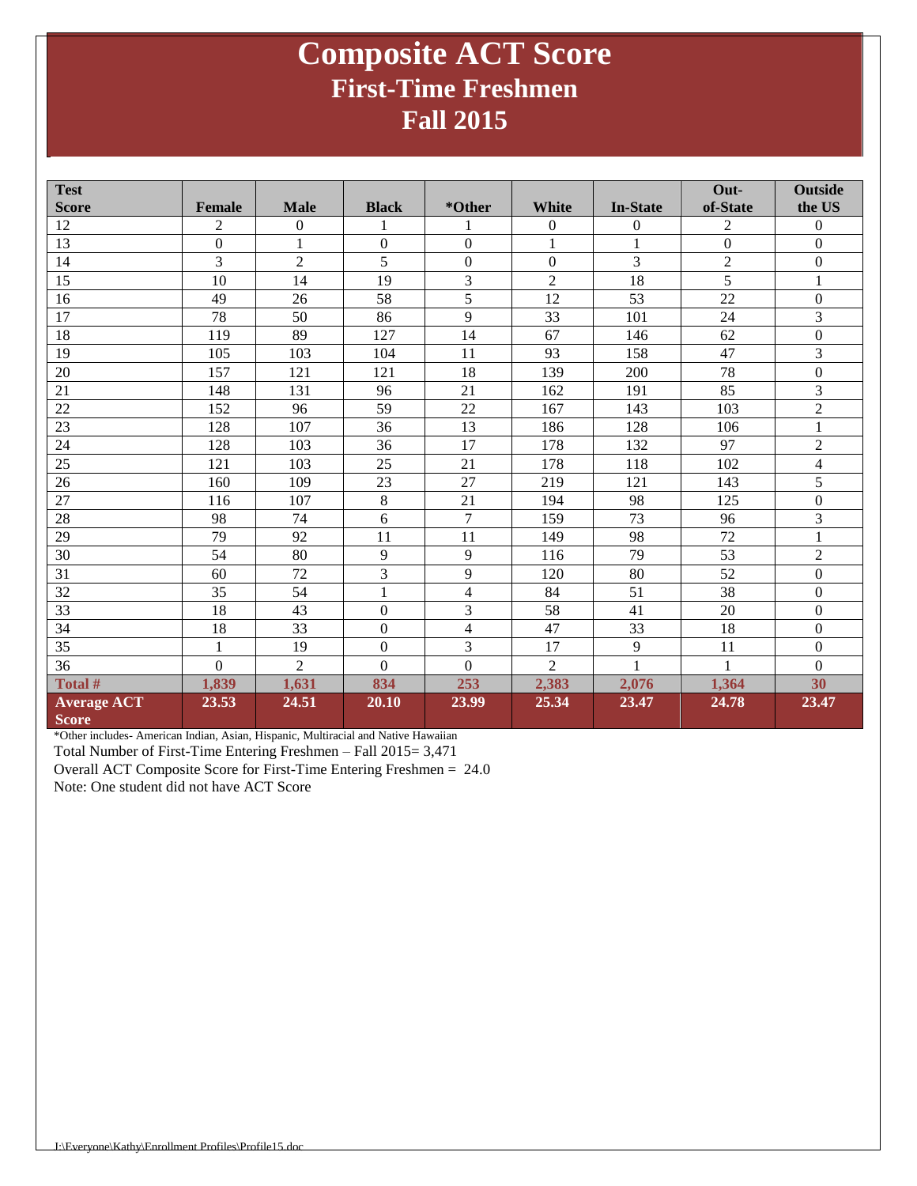# Composite ACT Score
## First-Time Freshmen
## Fall 2015

| Test Score | Female | Male | Black | *Other | White | In-State | Out-of-State | Outside the US |
|---|---|---|---|---|---|---|---|---|
| 12 | 2 | 0 | 1 | 1 | 0 | 0 | 2 | 0 |
| 13 | 0 | 1 | 0 | 0 | 1 | 1 | 0 | 0 |
| 14 | 3 | 2 | 5 | 0 | 0 | 3 | 2 | 0 |
| 15 | 10 | 14 | 19 | 3 | 2 | 18 | 5 | 1 |
| 16 | 49 | 26 | 58 | 5 | 12 | 53 | 22 | 0 |
| 17 | 78 | 50 | 86 | 9 | 33 | 101 | 24 | 3 |
| 18 | 119 | 89 | 127 | 14 | 67 | 146 | 62 | 0 |
| 19 | 105 | 103 | 104 | 11 | 93 | 158 | 47 | 3 |
| 20 | 157 | 121 | 121 | 18 | 139 | 200 | 78 | 0 |
| 21 | 148 | 131 | 96 | 21 | 162 | 191 | 85 | 3 |
| 22 | 152 | 96 | 59 | 22 | 167 | 143 | 103 | 2 |
| 23 | 128 | 107 | 36 | 13 | 186 | 128 | 106 | 1 |
| 24 | 128 | 103 | 36 | 17 | 178 | 132 | 97 | 2 |
| 25 | 121 | 103 | 25 | 21 | 178 | 118 | 102 | 4 |
| 26 | 160 | 109 | 23 | 27 | 219 | 121 | 143 | 5 |
| 27 | 116 | 107 | 8 | 21 | 194 | 98 | 125 | 0 |
| 28 | 98 | 74 | 6 | 7 | 159 | 73 | 96 | 3 |
| 29 | 79 | 92 | 11 | 11 | 149 | 98 | 72 | 1 |
| 30 | 54 | 80 | 9 | 9 | 116 | 79 | 53 | 2 |
| 31 | 60 | 72 | 3 | 9 | 120 | 80 | 52 | 0 |
| 32 | 35 | 54 | 1 | 4 | 84 | 51 | 38 | 0 |
| 33 | 18 | 43 | 0 | 3 | 58 | 41 | 20 | 0 |
| 34 | 18 | 33 | 0 | 4 | 47 | 33 | 18 | 0 |
| 35 | 1 | 19 | 0 | 3 | 17 | 9 | 11 | 0 |
| 36 | 0 | 2 | 0 | 0 | 2 | 1 | 1 | 0 |
| **Total #** | **1,839** | **1,631** | **834** | **253** | **2,383** | **2,076** | **1,364** | **30** |
| **Average ACT Score** | **23.53** | **24.51** | **20.10** | **23.99** | **25.34** | **23.47** | **24.78** | **23.47** |

*Other includes- American Indian, Asian, Hispanic, Multiracial and Native Hawaiian

Total Number of First-Time Entering Freshmen – Fall 2015= 3,471

Overall ACT Composite Score for First-Time Entering Freshmen = 24.0

Note: One student did not have ACT Score

I:\Everyone\Kathy\Enrollment Profiles\Profile15.doc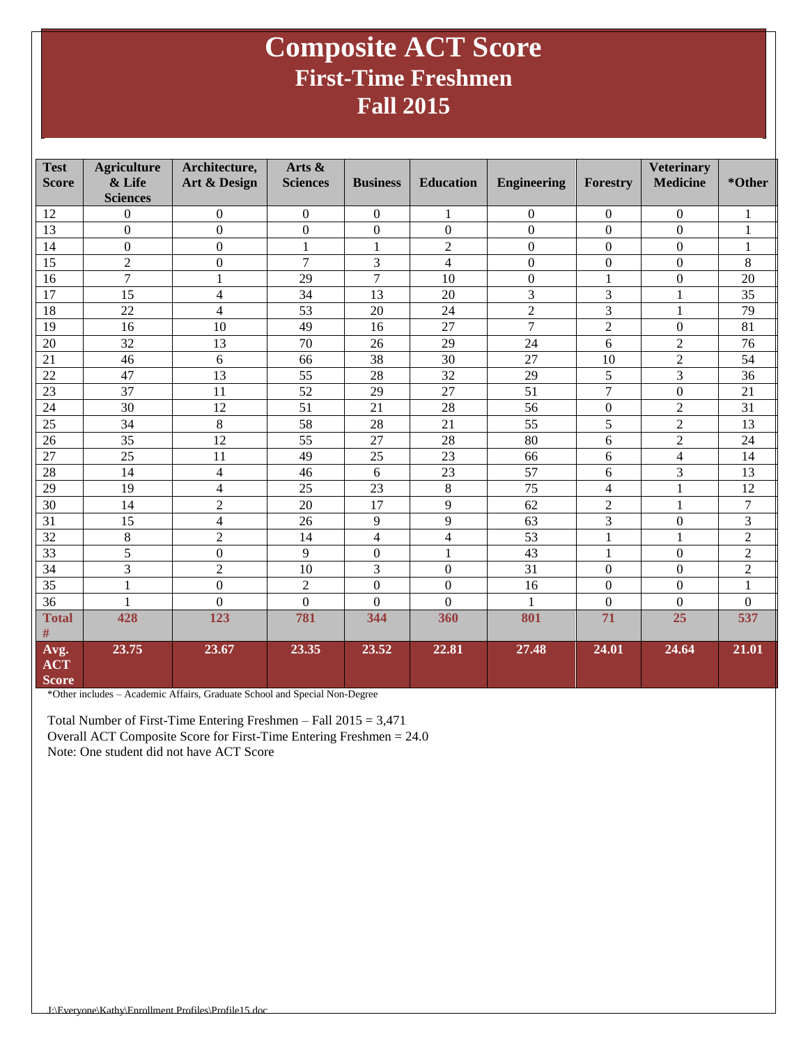# Composite ACT Score
## First-Time Freshmen
## Fall 2015

| Test Score | Agriculture & Life Sciences | Architecture, Art & Design | Arts & Sciences | Business | Education | Engineering | Forestry | Veterinary Medicine | *Other |
|---|---|---|---|---|---|---|---|---|---|
| 12 | 0 | 0 | 0 | 0 | 1 | 0 | 0 | 0 | 1 |
| 13 | 0 | 0 | 0 | 0 | 0 | 0 | 0 | 0 | 1 |
| 14 | 0 | 0 | 1 | 1 | 2 | 0 | 0 | 0 | 1 |
| 15 | 2 | 0 | 7 | 3 | 4 | 0 | 0 | 0 | 8 |
| 16 | 7 | 1 | 29 | 7 | 10 | 0 | 1 | 0 | 20 |
| 17 | 15 | 4 | 34 | 13 | 20 | 3 | 3 | 1 | 35 |
| 18 | 22 | 4 | 53 | 20 | 24 | 2 | 3 | 1 | 79 |
| 19 | 16 | 10 | 49 | 16 | 27 | 7 | 2 | 0 | 81 |
| 20 | 32 | 13 | 70 | 26 | 29 | 24 | 6 | 2 | 76 |
| 21 | 46 | 6 | 66 | 38 | 30 | 27 | 10 | 2 | 54 |
| 22 | 47 | 13 | 55 | 28 | 32 | 29 | 5 | 3 | 36 |
| 23 | 37 | 11 | 52 | 29 | 27 | 51 | 7 | 0 | 21 |
| 24 | 30 | 12 | 51 | 21 | 28 | 56 | 0 | 2 | 31 |
| 25 | 34 | 8 | 58 | 28 | 21 | 55 | 5 | 2 | 13 |
| 26 | 35 | 12 | 55 | 27 | 28 | 80 | 6 | 2 | 24 |
| 27 | 25 | 11 | 49 | 25 | 23 | 66 | 6 | 4 | 14 |
| 28 | 14 | 4 | 46 | 6 | 23 | 57 | 6 | 3 | 13 |
| 29 | 19 | 4 | 25 | 23 | 8 | 75 | 4 | 1 | 12 |
| 30 | 14 | 2 | 20 | 17 | 9 | 62 | 2 | 1 | 7 |
| 31 | 15 | 4 | 26 | 9 | 9 | 63 | 3 | 0 | 3 |
| 32 | 8 | 2 | 14 | 4 | 4 | 53 | 1 | 1 | 2 |
| 33 | 5 | 0 | 9 | 0 | 1 | 43 | 1 | 0 | 2 |
| 34 | 3 | 2 | 10 | 3 | 0 | 31 | 0 | 0 | 2 |
| 35 | 1 | 0 | 2 | 0 | 0 | 16 | 0 | 0 | 1 |
| 36 | 1 | 0 | 0 | 0 | 0 | 1 | 0 | 0 | 0 |
| **Total #** | **428** | **123** | **781** | **344** | **360** | **801** | **71** | **25** | **537** |
| **Avg. ACT Score** | **23.75** | **23.67** | **23.35** | **23.52** | **22.81** | **27.48** | **24.01** | **24.64** | **21.01** |

*Other includes – Academic Affairs, Graduate School and Special Non-Degree

Total Number of First-Time Entering Freshmen – Fall 2015 = 3,471
Overall ACT Composite Score for First-Time Entering Freshmen = 24.0
Note: One student did not have ACT Score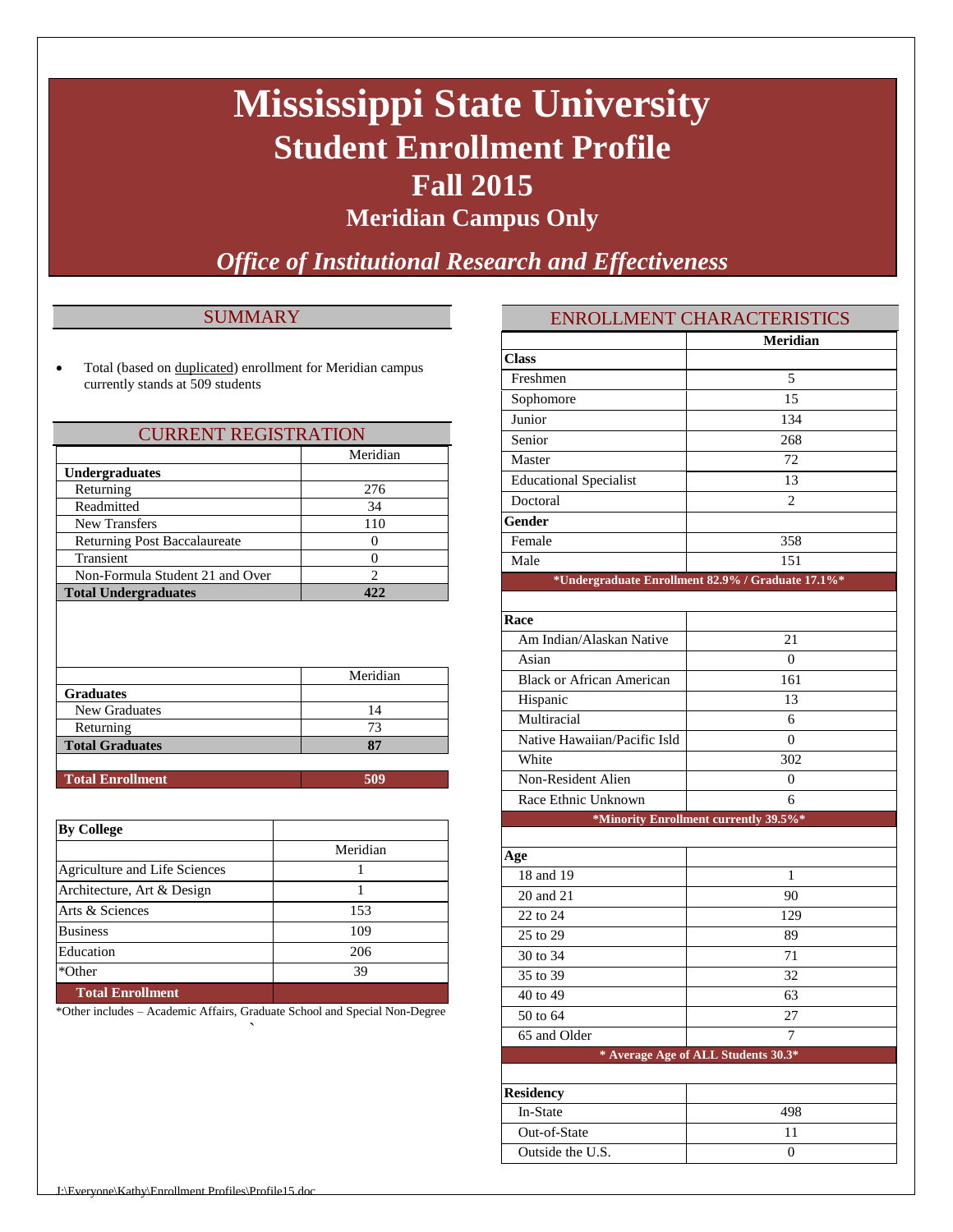# Mississippi State University

## Student Enrollment Profile

## Fall 2015

### Meridian Campus Only

*Office of Institutional Research and Effectiveness*

## SUMMARY

- Total (based on duplicated) enrollment for Meridian campus currently stands at 509 students

## CURRENT REGISTRATION

| | Meridian |
|---|---|
| **Undergraduates** | |
| Returning | 276 |
| Readmitted | 34 |
| New Transfers | 110 |
| Returning Post Baccalaureate | 0 |
| Transient | 0 |
| Non-Formula Student 21 and Over | 2 |
| **Total Undergraduates** | **422** |

| | Meridian |
|---|---|
| **Graduates** | |
| New Graduates | 14 |
| Returning | 73 |
| **Total Graduates** | **87** |
| **Total Enrollment** | **509** |

| **By College** | |
|---|---|
| | Meridian |
| Agriculture and Life Sciences | 1 |
| Architecture, Art & Design | 1 |
| Arts & Sciences | 153 |
| Business | 109 |
| Education | 206 |
| *Other | 39 |
| **Total Enrollment** | |

*Other includes – Academic Affairs, Graduate School and Special Non-Degree

## ENROLLMENT CHARACTERISTICS

| | Meridian |
|---|---|
| **Class** | |
| Freshmen | 5 |
| Sophomore | 15 |
| Junior | 134 |
| Senior | 268 |
| Master | 72 |
| Educational Specialist | 13 |
| Doctoral | 2 |
| **Gender** | |
| Female | 358 |
| Male | 151 |
| ***Undergraduate Enrollment 82.9% / Graduate 17.1%*** | |
| **Race** | |
| Am Indian/Alaskan Native | 21 |
| Asian | 0 |
| Black or African American | 161 |
| Hispanic | 13 |
| Multiracial | 6 |
| Native Hawaiian/Pacific Isld | 0 |
| White | 302 |
| Non-Resident Alien | 0 |
| Race Ethnic Unknown | 6 |
| ***Minority Enrollment currently 39.5%*** | |
| **Age** | |
| 18 and 19 | 1 |
| 20 and 21 | 90 |
| 22 to 24 | 129 |
| 25 to 29 | 89 |
| 30 to 34 | 71 |
| 35 to 39 | 32 |
| 40 to 49 | 63 |
| 50 to 64 | 27 |
| 65 and Older | 7 |
| *** Average Age of ALL Students 30.3*** | |
| **Residency** | |
| In-State | 498 |
| Out-of-State | 11 |
| Outside the U.S. | 0 |